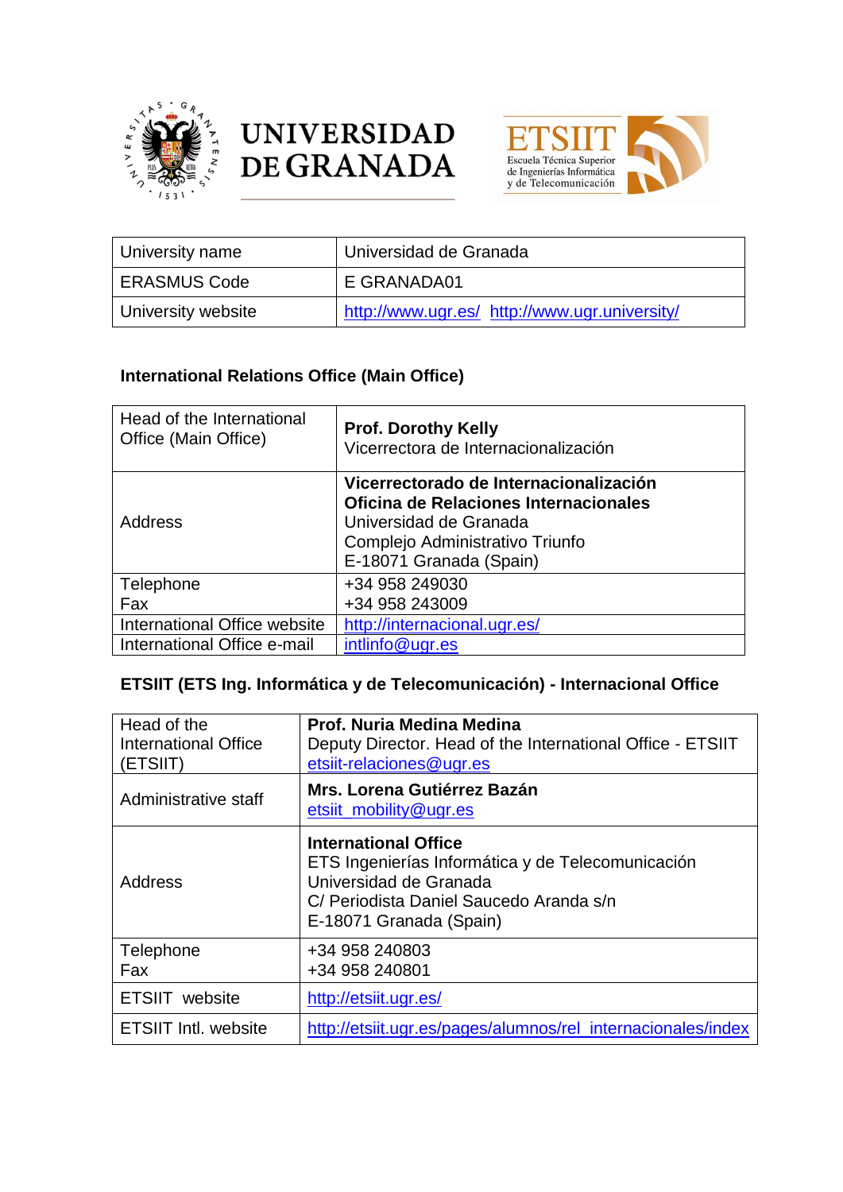UNIVERSIDAD DE GRANADA

ETSIIT Escuela Técnica Superior de Ingenierías Informática y de Telecomunicación

| University name | Universidad de Granada |
|---|---|
| ERASMUS Code | E GRANADA01 |
| University website | http://www.ugr.es/ http://www.ugr.university/ |

## International Relations Office (Main Office)

| Head of the International Office (Main Office) | **Prof. Dorothy Kelly**<br>Vicerrectora de Internacionalización |
|---|---|
| Address | **Vicerrectorado de Internacionalización**<br>**Oficina de Relaciones Internacionales**<br>Universidad de Granada<br>Complejo Administrativo Triunfo<br>E-18071 Granada (Spain) |
| Telephone<br>Fax | +34 958 249030<br>+34 958 243009 |
| International Office website | http://internacional.ugr.es/ |
| International Office e-mail | intlinfo@ugr.es |

## ETSIIT (ETS Ing. Informática y de Telecomunicación) - Internacional Office

| Head of the International Office (ETSIIT) | **Prof. Nuria Medina Medina**<br>Deputy Director. Head of the International Office - ETSIIT<br>etsiit-relaciones@ugr.es |
|---|---|
| Administrative staff | **Mrs. Lorena Gutiérrez Bazán**<br>etsiit_mobility@ugr.es |
| Address | **International Office**<br>ETS Ingenierías Informática y de Telecomunicación<br>Universidad de Granada<br>C/ Periodista Daniel Saucedo Aranda s/n<br>E-18071 Granada (Spain) |
| Telephone<br>Fax | +34 958 240803<br>+34 958 240801 |
| ETSIIT website | http://etsiit.ugr.es/ |
| ETSIIT Intl. website | http://etsiit.ugr.es/pages/alumnos/rel_internacionales/index |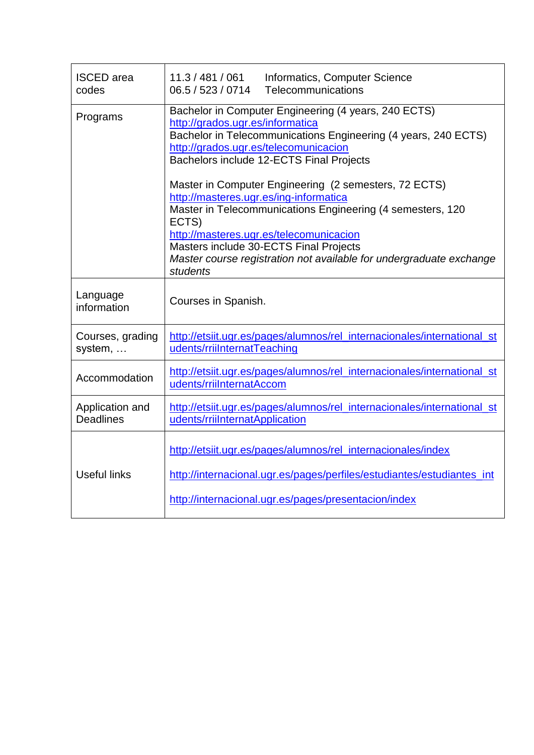| | |
|---|---|
| ISCED area codes | 11.3 / 481 / 061 Informatics, Computer Science<br>06.5 / 523 / 0714 Telecommunications |
| Programs | Bachelor in Computer Engineering (4 years, 240 ECTS)<br>http://grados.ugr.es/informatica<br>Bachelor in Telecommunications Engineering (4 years, 240 ECTS)<br>http://grados.ugr.es/telecomunicacion<br>Bachelors include 12-ECTS Final Projects<br><br>Master in Computer Engineering (2 semesters, 72 ECTS)<br>http://masteres.ugr.es/ing-informatica<br>Master in Telecommunications Engineering (4 semesters, 120 ECTS)<br>http://masteres.ugr.es/telecomunicacion<br>Masters include 30-ECTS Final Projects<br>*Master course registration not available for undergraduate exchange students* |
| Language information | Courses in Spanish. |
| Courses, grading system, … | http://etsiit.ugr.es/pages/alumnos/rel_internacionales/international_students/rriiInternatTeaching |
| Accommodation | http://etsiit.ugr.es/pages/alumnos/rel_internacionales/international_students/rriiInternatAccom |
| Application and Deadlines | http://etsiit.ugr.es/pages/alumnos/rel_internacionales/international_students/rriiInternatApplication |
| Useful links | http://etsiit.ugr.es/pages/alumnos/rel_internacionales/index<br><br>http://internacional.ugr.es/pages/perfiles/estudiantes/estudiantes_int<br><br>http://internacional.ugr.es/pages/presentacion/index |